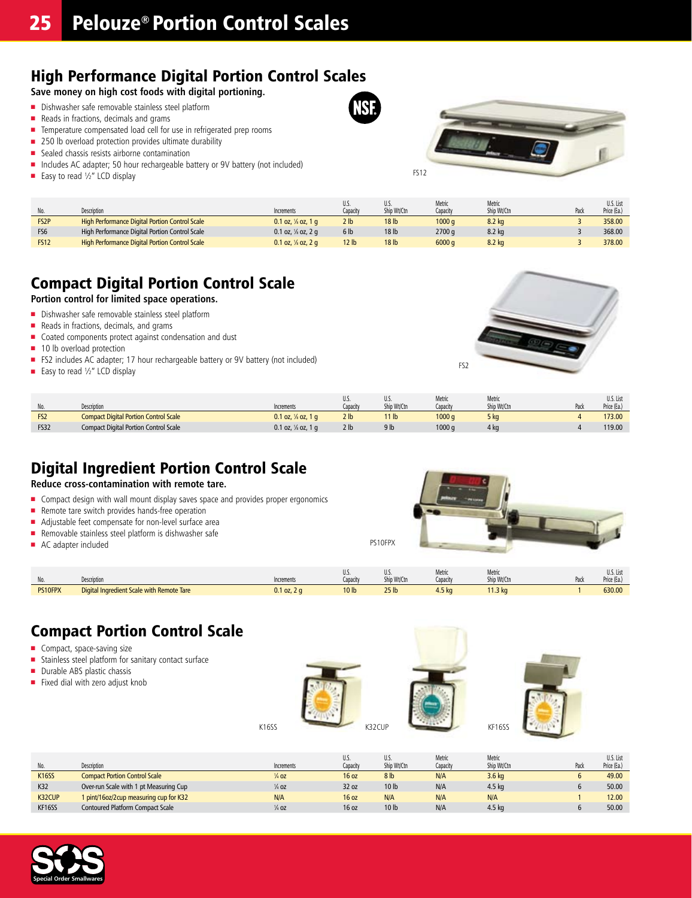# Pelouze® Portion Control Scales

## High Performance Digital Portion Control Scales

**Save money on high cost foods with digital portioning.**

- Dishwasher safe removable stainless steel platform
- Reads in fractions, decimals and grams
- Temperature compensated load cell for use in refrigerated prep rooms
- 250 lb overload protection provides ultimate durability
- Sealed chassis resists airborne contamination
- Includes AC adapter; 50 hour rechargeable battery or 9V battery (not included)
- Easy to read ½" LCD display

FS12

| No. | Description | Increments | U.S. Capacity | U.S. Ship Wt/Ctn | Metric Capacity | Metric Ship Wt/Ctn | Pack | U.S. List Price (Ea.) |
|---|---|---|---|---|---|---|---|---|
| FS2P | High Performance Digital Portion Control Scale | 0.1 oz, ⅛ oz, 1 g | 2 lb | 18 lb | 1000 g | 8.2 kg | 3 | 358.00 |
| FS6 | High Performance Digital Portion Control Scale | 0.1 oz, ⅛ oz, 2 g | 6 lb | 18 lb | 2700 g | 8.2 kg | 3 | 368.00 |
| FS12 | High Performance Digital Portion Control Scale | 0.1 oz, ⅛ oz, 2 g | 12 lb | 18 lb | 6000 g | 8.2 kg | 3 | 378.00 |

## Compact Digital Portion Control Scale

**Portion control for limited space operations.**

- Dishwasher safe removable stainless steel platform
- Reads in fractions, decimals, and grams
- Coated components protect against condensation and dust
- 10 lb overload protection
- FS2 includes AC adapter; 17 hour rechargeable battery or 9V battery (not included)
- Easy to read ½" LCD display

FS2

| No. | Description | Increments | U.S. Capacity | U.S. Ship Wt/Ctn | Metric Capacity | Metric Ship Wt/Ctn | Pack | U.S. List Price (Ea.) |
|---|---|---|---|---|---|---|---|---|
| FS2 | Compact Digital Portion Control Scale | 0.1 oz, ⅛ oz, 1 g | 2 lb | 11 lb | 1000 g | 5 kg | 4 | 173.00 |
| FS32 | Compact Digital Portion Control Scale | 0.1 oz, ⅛ oz, 1 g | 2 lb | 9 lb | 1000 g | 4 kg | 4 | 119.00 |

## Digital Ingredient Portion Control Scale

**Reduce cross-contamination with remote tare.**

- Compact design with wall mount display saves space and provides proper ergonomics
- Remote tare switch provides hands-free operation
- Adjustable feet compensate for non-level surface area
- Removable stainless steel platform is dishwasher safe
- AC adapter included

PS10FPX

| No. | Description | Increments | U.S. Capacity | U.S. Ship Wt/Ctn | Metric Capacity | Metric Ship Wt/Ctn | Pack | U.S. List Price (Ea.) |
|---|---|---|---|---|---|---|---|---|
| PS10FPX | Digital Ingredient Scale with Remote Tare | 0.1 oz, 2 g | 10 lb | 25 lb | 4.5 kg | 11.3 kg | 1 | 630.00 |

## Compact Portion Control Scale

- Compact, space-saving size
- Stainless steel platform for sanitary contact surface
- Durable ABS plastic chassis
- Fixed dial with zero adjust knob

K16SS K32CUP KF16SS

| No. | Description | Increments | U.S. Capacity | U.S. Ship Wt/Ctn | Metric Capacity | Metric Ship Wt/Ctn | Pack | U.S. List Price (Ea.) |
|---|---|---|---|---|---|---|---|---|
| K16SS | Compact Portion Control Scale | ¼ oz | 16 oz | 8 lb | N/A | 3.6 kg | 6 | 49.00 |
| K32 | Over-run Scale with 1 pt Measuring Cup | ¼ oz | 32 oz | 10 lb | N/A | 4.5 kg | 6 | 50.00 |
| K32CUP | 1 pint/16oz/2cup measuring cup for K32 | N/A | 16 oz | N/A | N/A | N/A | 1 | 12.00 |
| KF16SS | Contoured Platform Compact Scale | ¼ oz | 16 oz | 10 lb | N/A | 4.5 kg | 6 | 50.00 |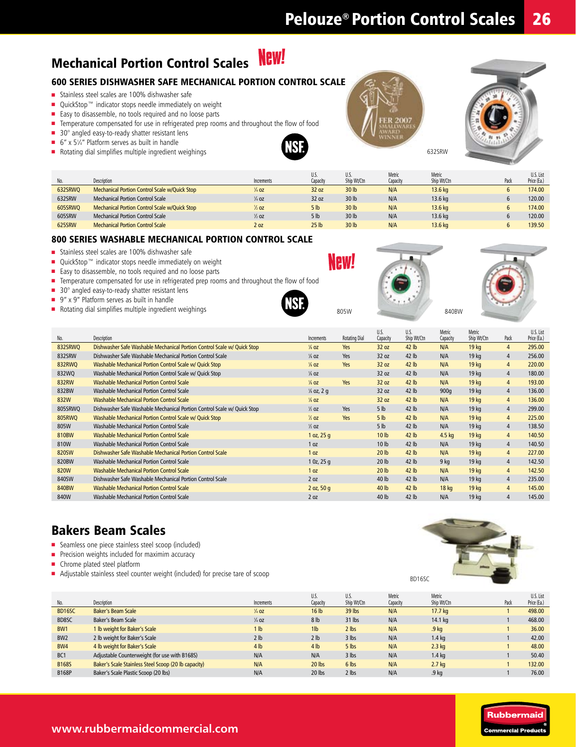# Pelouze® Portion Control Scales

## Mechanical Portion Control Scales New!

### 600 SERIES DISHWASHER SAFE MECHANICAL PORTION CONTROL SCALE

- Stainless steel scales are 100% dishwasher safe
- QuickStop™ indicator stops needle immediately on weight
- Easy to disassemble, no tools required and no loose parts
- Temperature compensated for use in refrigerated prep rooms and throughout the flow of food
- 30° angled easy-to-ready shatter resistant lens
- 6" x 5¼" Platform serves as built in handle
- Rotating dial simplifies multiple ingredient weighings

NSF

FER 2007 SMALLWARES AWARD WINNER

632SRW

| No. | Description | Increments | U.S. Capacity | U.S. Ship Wt/Ctn | Metric Capacity | Metric Ship Wt/Ctn | Pack | U.S. List Price (Ea.) |
|---|---|---|---|---|---|---|---|---|
| 632SRWQ | Mechanical Portion Control Scale w/Quick Stop | ¼ oz | 32 oz | 30 lb | N/A | 13.6 kg | 6 | 174.00 |
| 632SRW | Mechanical Portion Control Scale | ¼ oz | 32 oz | 30 lb | N/A | 13.6 kg | 6 | 120.00 |
| 605SRWQ | Mechanical Portion Control Scale w/Quick Stop | ½ oz | 5 lb | 30 lb | N/A | 13.6 kg | 6 | 174.00 |
| 605SRW | Mechanical Portion Control Scale | ½ oz | 5 lb | 30 lb | N/A | 13.6 kg | 6 | 120.00 |
| 625SRW | Mechanical Portion Control Scale | 2 oz | 25 lb | 30 lb | N/A | 13.6 kg | 6 | 139.50 |

### 800 SERIES WASHABLE MECHANICAL PORTION CONTROL SCALE

- Stainless steel scales are 100% dishwasher safe
- QuickStop™ indicator stops needle immediately on weight
- Easy to disassemble, no tools required and no loose parts
- Temperature compensated for use in refrigerated prep rooms and throughout the flow of food
- 30° angled easy-to-ready shatter resistant lens
- 9" x 9" Platform serves as built in handle
- Rotating dial simplifies multiple ingredient weighings

NSF

New!

805W

840BW

| No. | Description | Increments | Rotating Dial | U.S. Capacity | U.S. Ship Wt/Ctn | Metric Capacity | Metric Ship Wt/Ctn | Pack | U.S. List Price (Ea.) |
|---|---|---|---|---|---|---|---|---|---|
| 832SRWQ | Dishwasher Safe Washable Mechanical Portion Control Scale w/ Quick Stop | ⅛ oz | Yes | 32 oz | 42 lb | N/A | 19 kg | 4 | 295.00 |
| 832SRW | Dishwasher Safe Washable Mechanical Portion Control Scale | ⅛ oz | Yes | 32 oz | 42 lb | N/A | 19 kg | 4 | 256.00 |
| 832RWQ | Washable Mechanical Portion Control Scale w/ Quick Stop | ⅛ oz | Yes | 32 oz | 42 lb | N/A | 19 kg | 4 | 220.00 |
| 832WQ | Washable Mechanical Portion Control Scale w/ Quick Stop | ⅛ oz | | 32 oz | 42 lb | N/A | 19 kg | 4 | 180.00 |
| 832RW | Washable Mechanical Portion Control Scale | ⅛ oz | Yes | 32 oz | 42 lb | N/A | 19 kg | 4 | 193.00 |
| 832BW | Washable Mechanical Portion Control Scale | ⅛ oz, 2 g | | 32 oz | 42 lb | 900g | 19 kg | 4 | 136.00 |
| 832W | Washable Mechanical Portion Control Scale | ⅛ oz | | 32 oz | 42 lb | N/A | 19 kg | 4 | 136.00 |
| 805SRWQ | Dishwasher Safe Washable Mechanical Portion Control Scale w/ Quick Stop | ½ oz | Yes | 5 lb | 42 lb | N/A | 19 kg | 4 | 299.00 |
| 805RWQ | Washable Mechanical Portion Control Scale w/ Quick Stop | ½ oz | Yes | 5 lb | 42 lb | N/A | 19 kg | 4 | 225.00 |
| 805W | Washable Mechanical Portion Control Scale | ½ oz | | 5 lb | 42 lb | N/A | 19 kg | 4 | 138.50 |
| 810BW | Washable Mechanical Portion Control Scale | 1 oz, 25 g | | 10 lb | 42 lb | 4.5 kg | 19 kg | 4 | 140.50 |
| 810W | Washable Mechanical Portion Control Scale | 1 oz | | 10 lb | 42 lb | N/A | 19 kg | 4 | 140.50 |
| 820SW | Dishwasher Safe Washable Mechanical Portion Control Scale | 1 oz | | 20 lb | 42 lb | N/A | 19 kg | 4 | 227.00 |
| 820BW | Washable Mechanical Portion Control Scale | 1 0z, 25 g | | 20 lb | 42 lb | 9 kg | 19 kg | 4 | 142.50 |
| 820W | Washable Mechanical Portion Control Scale | 1 oz | | 20 lb | 42 lb | N/A | 19 kg | 4 | 142.50 |
| 840SW | Dishwasher Safe Washable Mechanical Portion Control Scale | 2 oz | | 40 lb | 42 lb | N/A | 19 kg | 4 | 235.00 |
| 840BW | Washable Mechanical Portion Control Scale | 2 oz, 50 g | | 40 lb | 42 lb | 18 kg | 19 kg | 4 | 145.00 |
| 840W | Washable Mechanical Portion Control Scale | 2 oz | | 40 lb | 42 lb | N/A | 19 kg | 4 | 145.00 |

## Bakers Beam Scales

- Seamless one piece stainless steel scoop (included)
- Precision weights included for maximim accuracy
- Chrome plated steel platform
- Adjustable stainless steel counter weight (included) for precise tare of scoop

BD16SC

| No. | Description | Increments | U.S. Capacity | U.S. Ship Wt/Ctn | Metric Capacity | Metric Ship Wt/Ctn | Pack | U.S. List Price (Ea.) |
|---|---|---|---|---|---|---|---|---|
| BD16SC | Baker's Beam Scale | ¼ oz | 16 lb | 39 lbs | N/A | 17.7 kg | 1 | 498.00 |
| BD8SC | Baker's Beam Scale | ¼ oz | 8 lb | 31 lbs | N/A | 14.1 kg | 1 | 468.00 |
| BW1 | 1 lb weight for Baker's Scale | 1 lb | 1lb | 2 lbs | N/A | .9 kg | 1 | 36.00 |
| BW2 | 2 lb weight for Baker's Scale | 2 lb | 2 lb | 3 lbs | N/A | 1.4 kg | 1 | 42.00 |
| BW4 | 4 lb weight for Baker's Scale | 4 lb | 4 lb | 5 lbs | N/A | 2.3 kg | 1 | 48.00 |
| BC1 | Adjustable Counterweight (for use with B168S) | N/A | N/A | 3 lbs | N/A | 1.4 kg | 1 | 50.40 |
| B168S | Baker's Scale Stainless Steel Scoop (20 lb capacity) | N/A | 20 lbs | 6 lbs | N/A | 2.7 kg | 1 | 132.00 |
| B168P | Baker's Scale Plastic Scoop (20 lbs) | N/A | 20 lbs | 2 lbs | N/A | .9 kg | 1 | 76.00 |

www.rubbermaidcommercial.com

Rubbermaid Commercial Products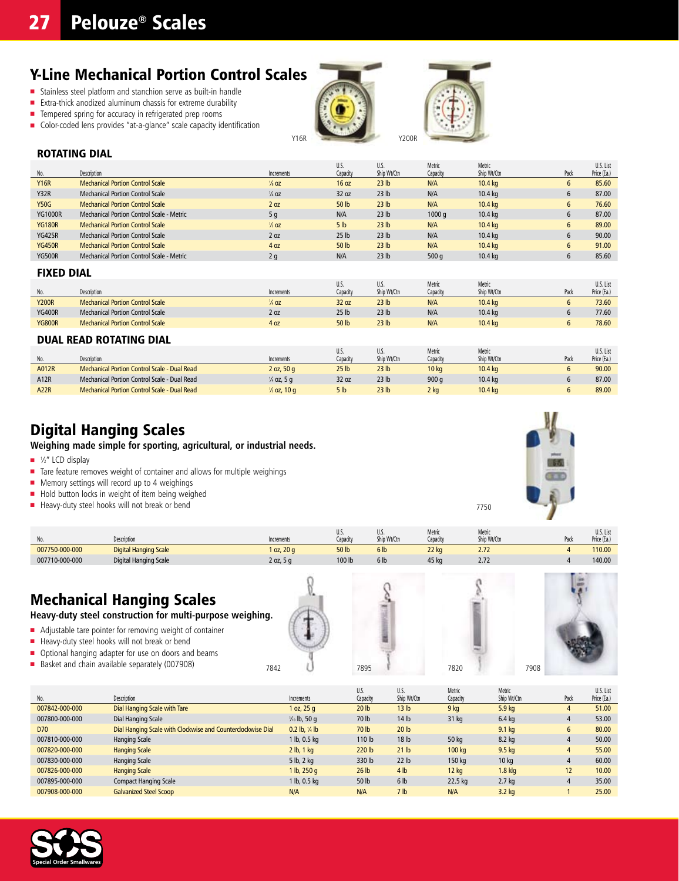# Pelouze® Scales

## Y-Line Mechanical Portion Control Scales

- Stainless steel platform and stanchion serve as built-in handle
- Extra-thick anodized aluminum chassis for extreme durability
- Tempered spring for accuracy in refrigerated prep rooms
- Color-coded lens provides "at-a-glance" scale capacity identification

Y16R Y200R

### ROTATING DIAL

| No. | Description | Increments | U.S. Capacity | U.S. Ship Wt/Ctn | Metric Capacity | Metric Ship Wt/Ctn | Pack | U.S. List Price (Ea.) |
|---|---|---|---|---|---|---|---|---|
| Y16R | Mechanical Portion Control Scale | ⅛ oz | 16 oz | 23 lb | N/A | 10.4 kg | 6 | 85.60 |
| Y32R | Mechanical Portion Control Scale | ¼ oz | 32 oz | 23 lb | N/A | 10.4 kg | 6 | 87.00 |
| Y50G | Mechanical Portion Control Scale | 2 oz | 50 lb | 23 lb | N/A | 10.4 kg | 6 | 76.60 |
| YG1000R | Mechanical Portion Control Scale - Metric | 5 g | N/A | 23 lb | 1000 g | 10.4 kg | 6 | 87.00 |
| YG180R | Mechanical Portion Control Scale | ½ oz | 5 lb | 23 lb | N/A | 10.4 kg | 6 | 89.00 |
| YG425R | Mechanical Portion Control Scale | 2 oz | 25 lb | 23 lb | N/A | 10.4 kg | 6 | 90.00 |
| YG450R | Mechanical Portion Control Scale | 4 oz | 50 lb | 23 lb | N/A | 10.4 kg | 6 | 91.00 |
| YG500R | Mechanical Portion Control Scale - Metric | 2 g | N/A | 23 lb | 500 g | 10.4 kg | 6 | 85.60 |

### FIXED DIAL

| No. | Description | Increments | U.S. Capacity | U.S. Ship Wt/Ctn | Metric Capacity | Metric Ship Wt/Ctn | Pack | U.S. List Price (Ea.) |
|---|---|---|---|---|---|---|---|---|
| Y200R | Mechanical Portion Control Scale | ¼ oz | 32 oz | 23 lb | N/A | 10.4 kg | 6 | 73.60 |
| YG400R | Mechanical Portion Control Scale | 2 oz | 25 lb | 23 lb | N/A | 10.4 kg | 6 | 77.60 |
| YG800R | Mechanical Portion Control Scale | 4 oz | 50 lb | 23 lb | N/A | 10.4 kg | 6 | 78.60 |

### DUAL READ ROTATING DIAL

| No. | Description | Increments | U.S. Capacity | U.S. Ship Wt/Ctn | Metric Capacity | Metric Ship Wt/Ctn | Pack | U.S. List Price (Ea.) |
|---|---|---|---|---|---|---|---|---|
| A012R | Mechanical Portion Control Scale - Dual Read | 2 oz, 50 g | 25 lb | 23 lb | 10 kg | 10.4 kg | 6 | 90.00 |
| A12R | Mechanical Portion Control Scale - Dual Read | ¼ oz, 5 g | 32 oz | 23 lb | 900 g | 10.4 kg | 6 | 87.00 |
| A22R | Mechanical Portion Control Scale - Dual Read | ½ oz, 10 g | 5 lb | 23 lb | 2 kg | 10.4 kg | 6 | 89.00 |

## Digital Hanging Scales

**Weighing made simple for sporting, agricultural, or industrial needs.**

- ½" LCD display
- Tare feature removes weight of container and allows for multiple weighings
- Memory settings will record up to 4 weighings
- Hold button locks in weight of item being weighed
- Heavy-duty steel hooks will not break or bend

7750

| No. | Description | Increments | U.S. Capacity | U.S. Ship Wt/Ctn | Metric Capacity | Metric Ship Wt/Ctn | Pack | U.S. List Price (Ea.) |
|---|---|---|---|---|---|---|---|---|
| 007750-000-000 | Digital Hanging Scale | 1 oz, 20 g | 50 lb | 6 lb | 22 kg | 2.72 | 4 | 110.00 |
| 007710-000-000 | Digital Hanging Scale | 2 oz, 5 g | 100 lb | 6 lb | 45 kg | 2.72 | 4 | 140.00 |

## Mechanical Hanging Scales

**Heavy-duty steel construction for multi-purpose weighing.**

- Adjustable tare pointer for removing weight of container
- Heavy-duty steel hooks will not break or bend
- Optional hanging adapter for use on doors and beams
- Basket and chain available separately (007908)

7842 7895 7820 7908

| No. | Description | Increments | U.S. Capacity | U.S. Ship Wt/Ctn | Metric Capacity | Metric Ship Wt/Ctn | Pack | U.S. List Price (Ea.) |
|---|---|---|---|---|---|---|---|---|
| 007842-000-000 | Dial Hanging Scale with Tare | 1 oz, 25 g | 20 lb | 13 lb | 9 kg | 5.9 kg | 4 | 51.00 |
| 007800-000-000 | Dial Hanging Scale | ⅒ lb, 50 g | 70 lb | 14 lb | 31 kg | 6.4 kg | 4 | 53.00 |
| D70 | Dial Hanging Scale with Clockwise and Counterclockwise Dial | 0.2 lb, ¼ lb | 70 lb | 20 lb | | 9.1 kg | 6 | 80.00 |
| 007810-000-000 | Hanging Scale | 1 lb, 0.5 kg | 110 lb | 18 lb | 50 kg | 8.2 kg | 4 | 50.00 |
| 007820-000-000 | Hanging Scale | 2 lb, 1 kg | 220 lb | 21 lb | 100 kg | 9.5 kg | 4 | 55.00 |
| 007830-000-000 | Hanging Scale | 5 lb, 2 kg | 330 lb | 22 lb | 150 kg | 10 kg | 4 | 60.00 |
| 007826-000-000 | Hanging Scale | 1 lb, 250 g | 26 lb | 4 lb | 12 kg | 1.8 klg | 12 | 10.00 |
| 007895-000-000 | Compact Hanging Scale | 1 lb, 0.5 kg | 50 lb | 6 lb | 22.5 kg | 2.7 kg | 4 | 35.00 |
| 007908-000-000 | Galvanized Steel Scoop | N/A | N/A | 7 lb | N/A | 3.2 kg | 1 | 25.00 |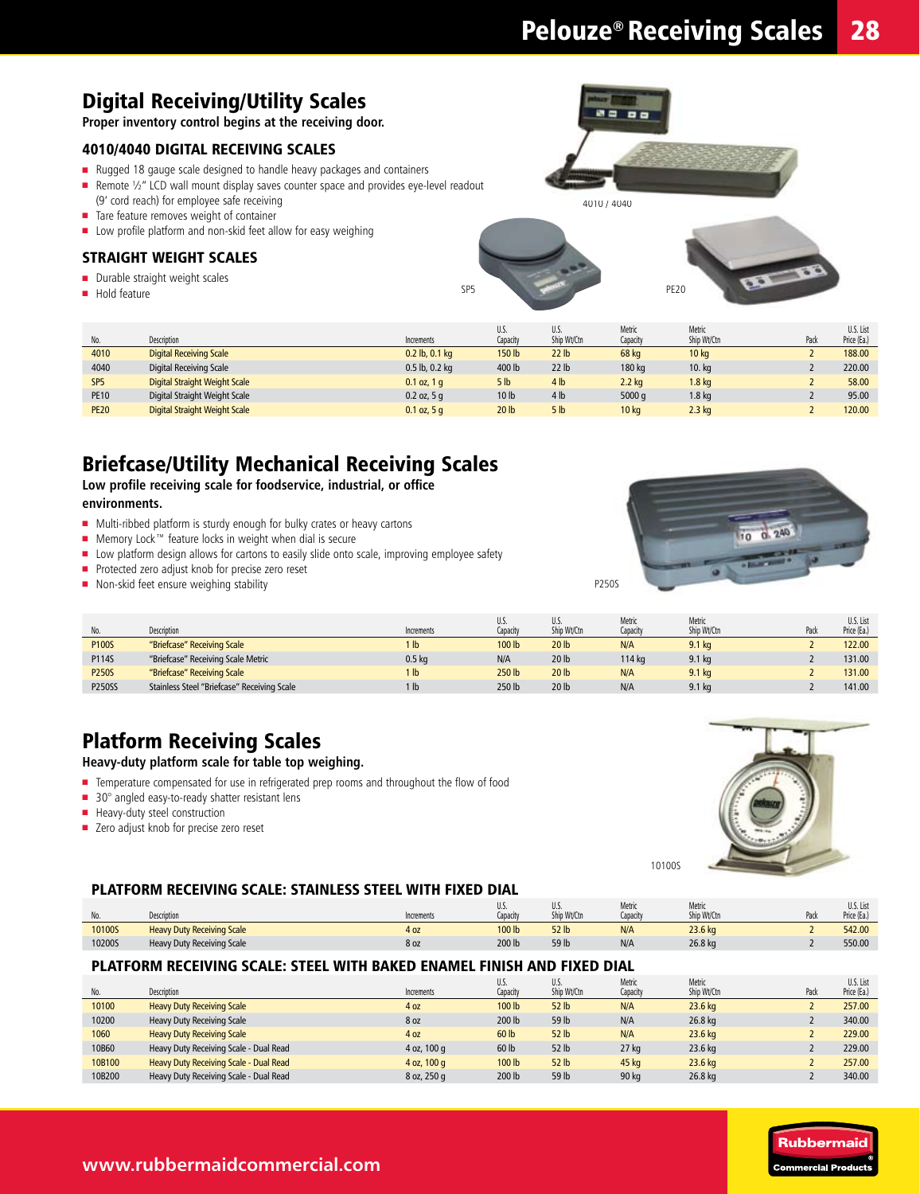# Digital Receiving/Utility Scales

**Proper inventory control begins at the receiving door.**

### 4010/4040 DIGITAL RECEIVING SCALES

- Rugged 18 gauge scale designed to handle heavy packages and containers
- Remote ½" LCD wall mount display saves counter space and provides eye-level readout (9' cord reach) for employee safe receiving
- Tare feature removes weight of container
- Low profile platform and non-skid feet allow for easy weighing

### STRAIGHT WEIGHT SCALES

- Durable straight weight scales
- Hold feature

4010 / 4040

SP5

PE20

| No. | Description | Increments | U.S. Capacity | U.S. Ship Wt/Ctn | Metric Capacity | Metric Ship Wt/Ctn | Pack | U.S. List Price (Ea.) |
|---|---|---|---|---|---|---|---|---|
| 4010 | Digital Receiving Scale | 0.2 lb, 0.1 kg | 150 lb | 22 lb | 68 kg | 10 kg | 2 | 188.00 |
| 4040 | Digital Receiving Scale | 0.5 lb, 0.2 kg | 400 lb | 22 lb | 180 kg | 10. kg | 2 | 220.00 |
| SP5 | Digital Straight Weight Scale | 0.1 oz, 1 g | 5 lb | 4 lb | 2.2 kg | 1.8 kg | 2 | 58.00 |
| PE10 | Digital Straight Weight Scale | 0.2 oz, 5 g | 10 lb | 4 lb | 5000 g | 1.8 kg | 2 | 95.00 |
| PE20 | Digital Straight Weight Scale | 0.1 oz, 5 g | 20 lb | 5 lb | 10 kg | 2.3 kg | 2 | 120.00 |

# Briefcase/Utility Mechanical Receiving Scales

**Low profile receiving scale for foodservice, industrial, or office environments.**

- Multi-ribbed platform is sturdy enough for bulky crates or heavy cartons
- Memory Lock™ feature locks in weight when dial is secure
- Low platform design allows for cartons to easily slide onto scale, improving employee safety
- Protected zero adjust knob for precise zero reset
- Non-skid feet ensure weighing stability

P250S

| No. | Description | Increments | U.S. Capacity | U.S. Ship Wt/Ctn | Metric Capacity | Metric Ship Wt/Ctn | Pack | U.S. List Price (Ea.) |
|---|---|---|---|---|---|---|---|---|
| P100S | "Briefcase" Receiving Scale | 1 lb | 100 lb | 20 lb | N/A | 9.1 kg | 2 | 122.00 |
| P114S | "Briefcase" Receiving Scale Metric | 0.5 kg | N/A | 20 lb | 114 kg | 9.1 kg | 2 | 131.00 |
| P250S | "Briefcase" Receiving Scale | 1 lb | 250 lb | 20 lb | N/A | 9.1 kg | 2 | 131.00 |
| P250SS | Stainless Steel "Briefcase" Receiving Scale | 1 lb | 250 lb | 20 lb | N/A | 9.1 kg | 2 | 141.00 |

# Platform Receiving Scales

**Heavy-duty platform scale for table top weighing.**

- Temperature compensated for use in refrigerated prep rooms and throughout the flow of food
- 30° angled easy-to-ready shatter resistant lens
- Heavy-duty steel construction
- Zero adjust knob for precise zero reset

10100S

### PLATFORM RECEIVING SCALE: STAINLESS STEEL WITH FIXED DIAL

| No. | Description | Increments | U.S. Capacity | U.S. Ship Wt/Ctn | Metric Capacity | Metric Ship Wt/Ctn | Pack | U.S. List Price (Ea.) |
|---|---|---|---|---|---|---|---|---|
| 10100S | Heavy Duty Receiving Scale | 4 oz | 100 lb | 52 lb | N/A | 23.6 kg | 2 | 542.00 |
| 10200S | Heavy Duty Receiving Scale | 8 oz | 200 lb | 59 lb | N/A | 26.8 kg | 2 | 550.00 |

### PLATFORM RECEIVING SCALE: STEEL WITH BAKED ENAMEL FINISH AND FIXED DIAL

| No. | Description | Increments | U.S. Capacity | U.S. Ship Wt/Ctn | Metric Capacity | Metric Ship Wt/Ctn | Pack | U.S. List Price (Ea.) |
|---|---|---|---|---|---|---|---|---|
| 10100 | Heavy Duty Receiving Scale | 4 oz | 100 lb | 52 lb | N/A | 23.6 kg | 2 | 257.00 |
| 10200 | Heavy Duty Receiving Scale | 8 oz | 200 lb | 59 lb | N/A | 26.8 kg | 2 | 340.00 |
| 1060 | Heavy Duty Receiving Scale | 4 oz | 60 lb | 52 lb | N/A | 23.6 kg | 2 | 229.00 |
| 10B60 | Heavy Duty Receiving Scale - Dual Read | 4 oz, 100 g | 60 lb | 52 lb | 27 kg | 23.6 kg | 2 | 229.00 |
| 10B100 | Heavy Duty Receiving Scale - Dual Read | 4 oz, 100 g | 100 lb | 52 lb | 45 kg | 23.6 kg | 2 | 257.00 |
| 10B200 | Heavy Duty Receiving Scale - Dual Read | 8 oz, 250 g | 200 lb | 59 lb | 90 kg | 26.8 kg | 2 | 340.00 |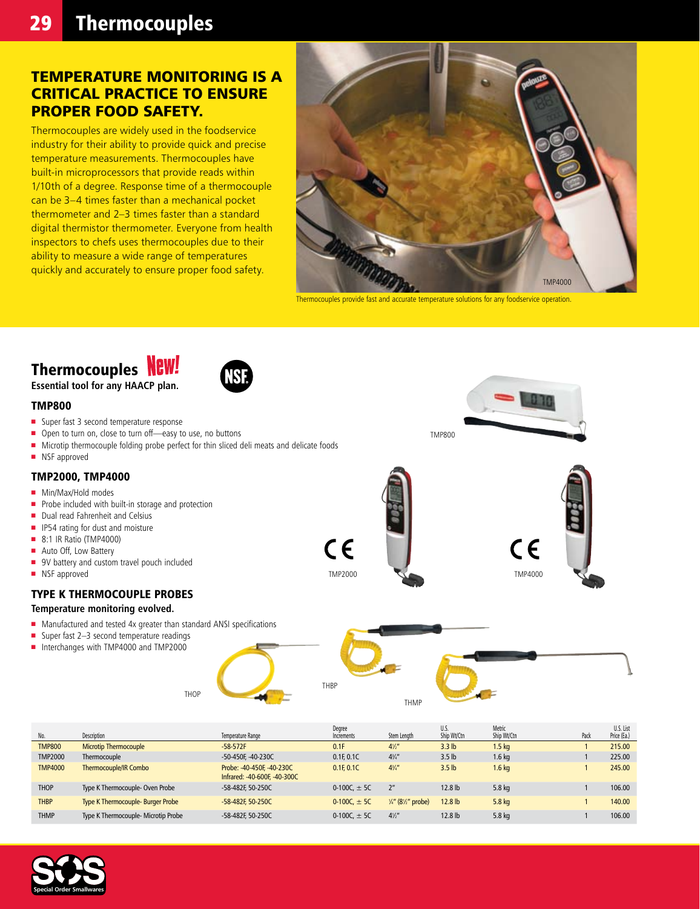# Thermocouples

## TEMPERATURE MONITORING IS A CRITICAL PRACTICE TO ENSURE PROPER FOOD SAFETY.

Thermocouples are widely used in the foodservice industry for their ability to provide quick and precise temperature measurements. Thermocouples have built-in microprocessors that provide reads within 1/10th of a degree. Response time of a thermocouple can be 3–4 times faster than a mechanical pocket thermometer and 2–3 times faster than a standard digital thermistor thermometer. Everyone from health inspectors to chefs uses thermocouples due to their ability to measure a wide range of temperatures quickly and accurately to ensure proper food safety.

TMP4000

Thermocouples provide fast and accurate temperature solutions for any foodservice operation.

## Thermocouples New!

**Essential tool for any HACCP plan.**

### TMP800

- Super fast 3 second temperature response
- Open to turn on, close to turn off—easy to use, no buttons
- Microtip thermocouple folding probe perfect for thin sliced deli meats and delicate foods
- NSF approved

### TMP2000, TMP4000

- Min/Max/Hold modes
- Probe included with built-in storage and protection
- Dual read Fahrenheit and Celsius
- IP54 rating for dust and moisture
- 8:1 IR Ratio (TMP4000)
- Auto Off, Low Battery
- 9V battery and custom travel pouch included
- NSF approved

### TYPE K THERMOCOUPLE PROBES

**Temperature monitoring evolved.**

- Manufactured and tested 4x greater than standard ANSI specifications
- Super fast 2–3 second temperature readings
- Interchanges with TMP4000 and TMP2000

TMP800 TMP2000 TMP4000 THOP THBP THMP

| No. | Description | Temperature Range | Degree Increments | Stem Length | U.S. Ship Wt/Ctn | Metric Ship Wt/Ctn | Pack | U.S. List Price (Ea.) |
|---|---|---|---|---|---|---|---|---|
| TMP800 | Microtip Thermocouple | -58-572F | 0.1F | 4½" | 3.3 lb | 1.5 kg | 1 | 215.00 |
| TMP2000 | Thermocouple | -50-450F, -40-230C | 0.1F, 0.1C | 4¾" | 3.5 lb | 1.6 kg | 1 | 225.00 |
| TMP4000 | Thermocouple/IR Combo | Probe: -40-450F, -40-230C Infrared: -40-600F, -40-300C | 0.1F, 0.1C | 4¾" | 3.5 lb | 1.6 kg | 1 | 245.00 |
| THOP | Type K Thermocouple- Oven Probe | -58-482F, 50-250C | 0-100C, ± 5C | 2" | 12.8 lb | 5.8 kg | 1 | 106.00 |
| THBP | Type K Thermocouple- Burger Probe | -58-482F, 50-250C | 0-100C, ± 5C | ¼" (8½" probe) | 12.8 lb | 5.8 kg | 1 | 140.00 |
| THMP | Type K Thermocouple- Microtip Probe | -58-482F, 50-250C | 0-100C, ± 5C | 4½" | 12.8 lb | 5.8 kg | 1 | 106.00 |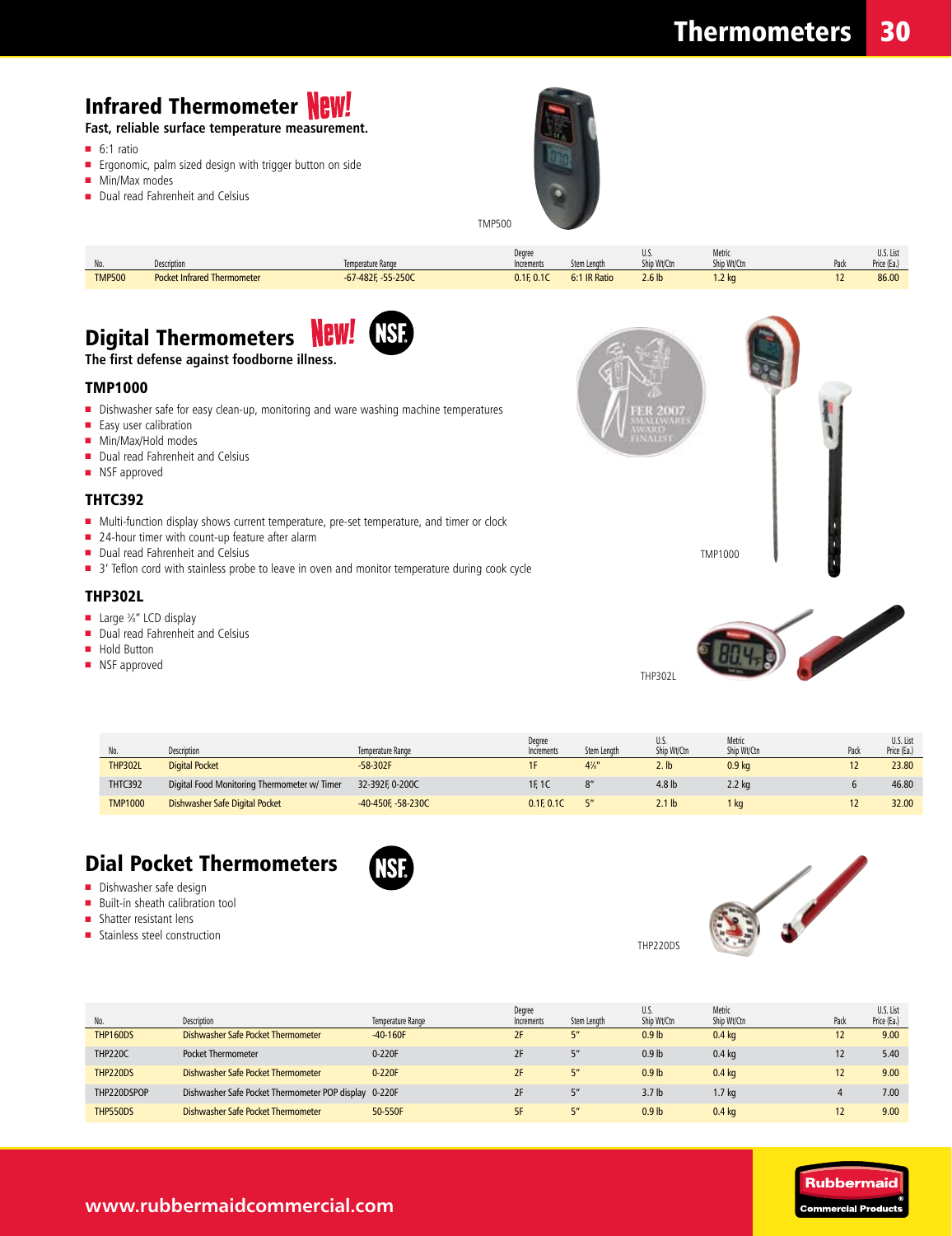## Infrared Thermometer New!

**Fast, reliable surface temperature measurement.**

- 6:1 ratio
- Ergonomic, palm sized design with trigger button on side
- Min/Max modes
- Dual read Fahrenheit and Celsius

TMP500

| No. | Description | Temperature Range | Degree Increments | Stem Length | U.S. Ship Wt/Ctn | Metric Ship Wt/Ctn | Pack | U.S. List Price (Ea.) |
|---|---|---|---|---|---|---|---|---|
| TMP500 | Pocket Infrared Thermometer | -67-482F, -55-250C | 0.1F, 0.1C | 6:1 IR Ratio | 2.6 lb | 1.2 kg | 12 | 86.00 |

## Digital Thermometers New! NSF

**The first defense against foodborne illness.**

### TMP1000

- Dishwasher safe for easy clean-up, monitoring and ware washing machine temperatures
- Easy user calibration
- Min/Max/Hold modes
- Dual read Fahrenheit and Celsius
- NSF approved

### THTC392

- Multi-function display shows current temperature, pre-set temperature, and timer or clock
- 24-hour timer with count-up feature after alarm
- Dual read Fahrenheit and Celsius
- 3' Teflon cord with stainless probe to leave in oven and monitor temperature during cook cycle

### THP302L

- Large ⅜" LCD display
- Dual read Fahrenheit and Celsius
- Hold Button
- NSF approved

FER 2007 SMALLWARES AWARD FINALIST

TMP1000

THP302L

| No. | Description | Temperature Range | Degree Increments | Stem Length | U.S. Ship Wt/Ctn | Metric Ship Wt/Ctn | Pack | U.S. List Price (Ea.) |
|---|---|---|---|---|---|---|---|---|
| THP302L | Digital Pocket | -58-302F | 1F | 4¹⁄₄" | 2. lb | 0.9 kg | 12 | 23.80 |
| THTC392 | Digital Food Monitoring Thermometer w/ Timer | 32-392F, 0-200C | 1F, 1C | 8" | 4.8 lb | 2.2 kg | 6 | 46.80 |
| TMP1000 | Dishwasher Safe Digital Pocket | -40-450F, -58-230C | 0.1F, 0.1C | 5" | 2.1 lb | 1 kg | 12 | 32.00 |

## Dial Pocket Thermometers NSF

- Dishwasher safe design
- Built-in sheath calibration tool
- Shatter resistant lens
- Stainless steel construction

THP220DS

| No. | Description | Temperature Range | Degree Increments | Stem Length | U.S. Ship Wt/Ctn | Metric Ship Wt/Ctn | Pack | U.S. List Price (Ea.) |
|---|---|---|---|---|---|---|---|---|
| THP160DS | Dishwasher Safe Pocket Thermometer | -40-160F | 2F | 5" | 0.9 lb | 0.4 kg | 12 | 9.00 |
| THP220C | Pocket Thermometer | 0-220F | 2F | 5" | 0.9 lb | 0.4 kg | 12 | 5.40 |
| THP220DS | Dishwasher Safe Pocket Thermometer | 0-220F | 2F | 5" | 0.9 lb | 0.4 kg | 12 | 9.00 |
| THP220DSPOP | Dishwasher Safe Pocket Thermometer POP display | 0-220F | 2F | 5" | 3.7 lb | 1.7 kg | 4 | 7.00 |
| THP550DS | Dishwasher Safe Pocket Thermometer | 50-550F | 5F | 5" | 0.9 lb | 0.4 kg | 12 | 9.00 |

www.rubbermaidcommercial.com

Rubbermaid Commercial Products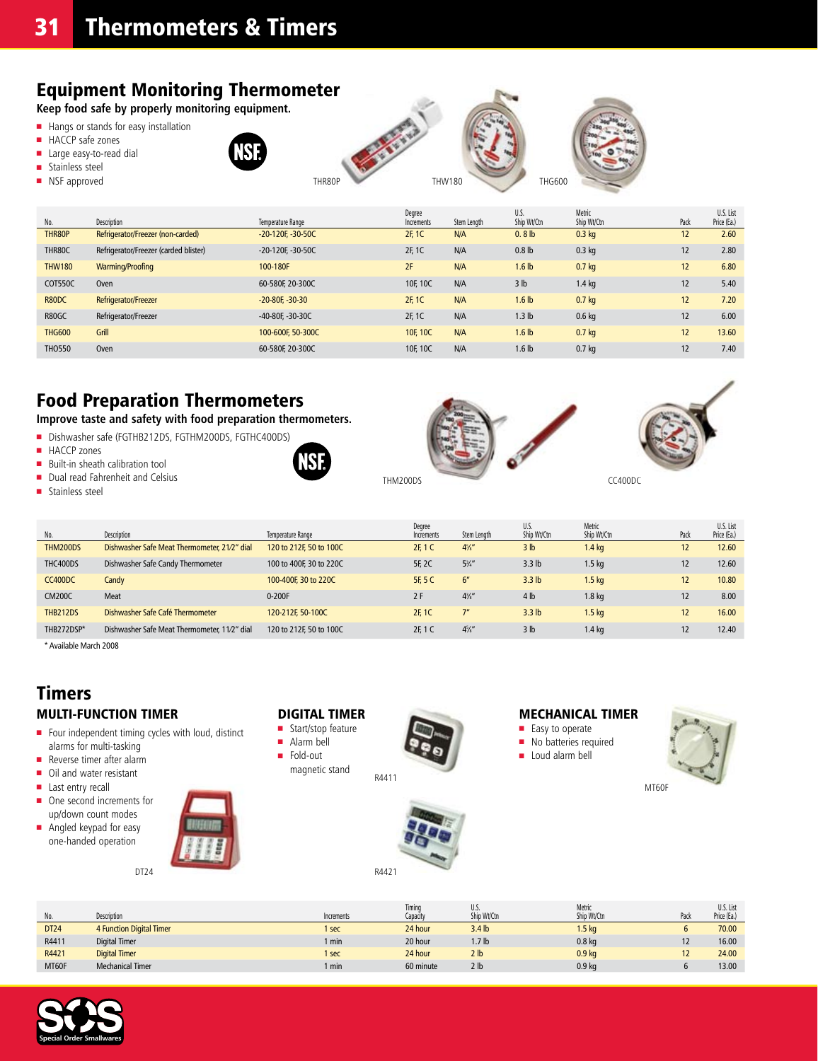## Equipment Monitoring Thermometer

**Keep food safe by properly monitoring equipment.**

- Hangs or stands for easy installation
- HACCP safe zones
- Large easy-to-read dial
- Stainless steel
- NSF approved

THR80P THW180 THG600

| No. | Description | Temperature Range | Degree Increments | Stem Length | U.S. Ship Wt/Ctn | Metric Ship Wt/Ctn | Pack | U.S. List Price (Ea.) |
|---|---|---|---|---|---|---|---|---|
| THR80P | Refrigerator/Freezer (non-carded) | -20-120F, -30-50C | 2F, 1C | N/A | 0. 8 lb | 0.3 kg | 12 | 2.60 |
| THR80C | Refrigerator/Freezer (carded blister) | -20-120F, -30-50C | 2F, 1C | N/A | 0.8 lb | 0.3 kg | 12 | 2.80 |
| THW180 | Warming/Proofing | 100-180F | 2F | N/A | 1.6 lb | 0.7 kg | 12 | 6.80 |
| COT550C | Oven | 60-580F, 20-300C | 10F, 10C | N/A | 3 lb | 1.4 kg | 12 | 5.40 |
| R80DC | Refrigerator/Freezer | -20-80F, -30-30 | 2F, 1C | N/A | 1.6 lb | 0.7 kg | 12 | 7.20 |
| R80GC | Refrigerator/Freezer | -40-80F, -30-30C | 2F, 1C | N/A | 1.3 lb | 0.6 kg | 12 | 6.00 |
| THG600 | Grill | 100-600F, 50-300C | 10F, 10C | N/A | 1.6 lb | 0.7 kg | 12 | 13.60 |
| THO550 | Oven | 60-580F, 20-300C | 10F, 10C | N/A | 1.6 lb | 0.7 kg | 12 | 7.40 |

## Food Preparation Thermometers

**Improve taste and safety with food preparation thermometers.**

- Dishwasher safe (FGTHB212DS, FGTHM200DS, FGTHC400DS)
- HACCP zones
- Built-in sheath calibration tool
- Dual read Fahrenheit and Celsius
- Stainless steel

THM200DS CC400DC

| No. | Description | Temperature Range | Degree Increments | Stem Length | U.S. Ship Wt/Ctn | Metric Ship Wt/Ctn | Pack | U.S. List Price (Ea.) |
|---|---|---|---|---|---|---|---|---|
| THM200DS | Dishwasher Safe Meat Thermometer, 21/2" dial | 120 to 212F, 50 to 100C | 2F, 1 C | 4⅞" | 3 lb | 1.4 kg | 12 | 12.60 |
| THC400DS | Dishwasher Safe Candy Thermometer | 100 to 400F, 30 to 220C | 5F, 2C | 5¾" | 3.3 lb | 1.5 kg | 12 | 12.60 |
| CC400DC | Candy | 100-400F, 30 to 220C | 5F, 5 C | 6" | 3.3 lb | 1.5 kg | 12 | 10.80 |
| CM200C | Meat | 0-200F | 2 F | 4⅞" | 4 lb | 1.8 kg | 12 | 8.00 |
| THB212DS | Dishwasher Safe Café Thermometer | 120-212F, 50-100C | 2F, 1C | 7" | 3.3 lb | 1.5 kg | 12 | 16.00 |
| THB272DSP* | Dishwasher Safe Meat Thermometer, 11/2" dial | 120 to 212F, 50 to 100C | 2F, 1 C | 4⅞" | 3 lb | 1.4 kg | 12 | 12.40 |

\* Available March 2008

## Timers

### MULTI-FUNCTION TIMER

- Four independent timing cycles with loud, distinct alarms for multi-tasking
- Reverse timer after alarm
- Oil and water resistant
- Last entry recall
- One second increments for up/down count modes
- Angled keypad for easy one-handed operation

DT24

### DIGITAL TIMER

- Start/stop feature
- Alarm bell
- Fold-out magnetic stand

R4411

R4421

### MECHANICAL TIMER

- Easy to operate
- No batteries required
- Loud alarm bell

MT60F

| No. | Description | Increments | Timing Capacity | U.S. Ship Wt/Ctn | Metric Ship Wt/Ctn | Pack | U.S. List Price (Ea.) |
|---|---|---|---|---|---|---|---|
| DT24 | 4 Function Digital Timer | 1 sec | 24 hour | 3.4 lb | 1.5 kg | 6 | 70.00 |
| R4411 | Digital Timer | 1 min | 20 hour | 1.7 lb | 0.8 kg | 12 | 16.00 |
| R4421 | Digital Timer | 1 sec | 24 hour | 2 lb | 0.9 kg | 12 | 24.00 |
| MT60F | Mechanical Timer | 1 min | 60 minute | 2 lb | 0.9 kg | 6 | 13.00 |

SOS Special Order Smallwares